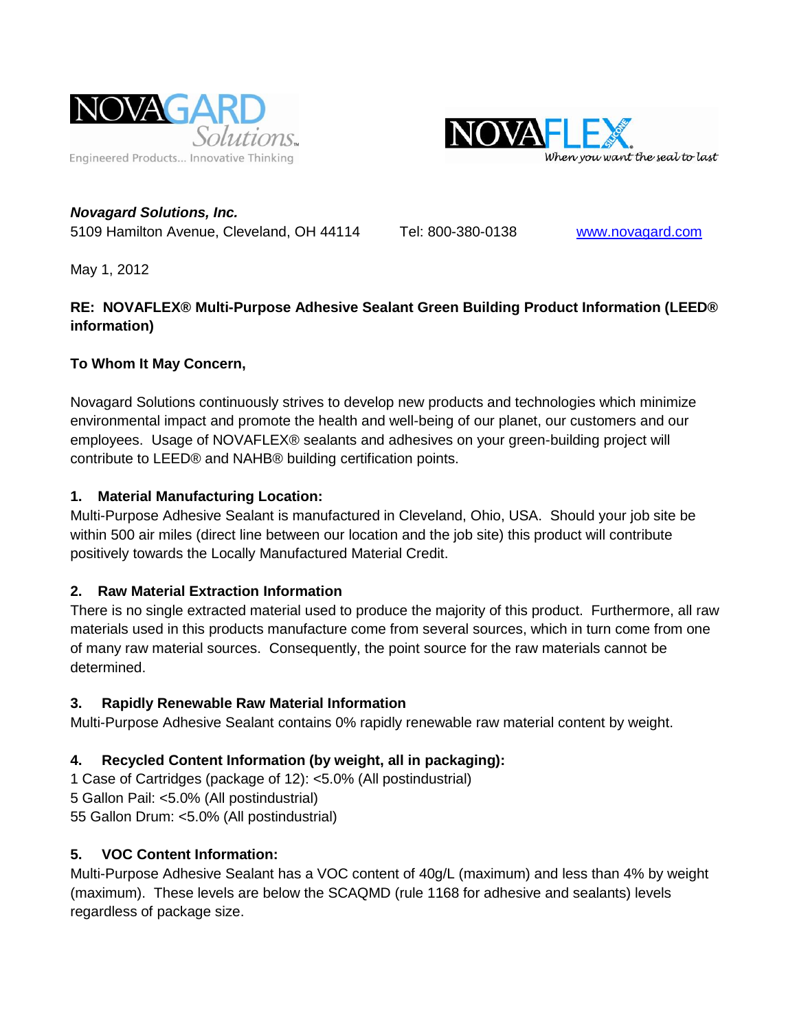NOVAGARD Solutions
Engineered Products... Innovative Thinking

NOVAFLEX
When you want the seal to last

***Novagard Solutions, Inc.***
5109 Hamilton Avenue, Cleveland, OH 44114 Tel: 800-380-0138 www.novagard.com

May 1, 2012

**RE: NOVAFLEX® Multi-Purpose Adhesive Sealant Green Building Product Information (LEED® information)**

**To Whom It May Concern,**

Novagard Solutions continuously strives to develop new products and technologies which minimize environmental impact and promote the health and well-being of our planet, our customers and our employees. Usage of NOVAFLEX® sealants and adhesives on your green-building project will contribute to LEED® and NAHB® building certification points.

**1. Material Manufacturing Location:**
Multi-Purpose Adhesive Sealant is manufactured in Cleveland, Ohio, USA. Should your job site be within 500 air miles (direct line between our location and the job site) this product will contribute positively towards the Locally Manufactured Material Credit.

**2. Raw Material Extraction Information**
There is no single extracted material used to produce the majority of this product. Furthermore, all raw materials used in this products manufacture come from several sources, which in turn come from one of many raw material sources. Consequently, the point source for the raw materials cannot be determined.

**3. Rapidly Renewable Raw Material Information**
Multi-Purpose Adhesive Sealant contains 0% rapidly renewable raw material content by weight.

**4. Recycled Content Information (by weight, all in packaging):**
1 Case of Cartridges (package of 12): <5.0% (All postindustrial)
5 Gallon Pail: <5.0% (All postindustrial)
55 Gallon Drum: <5.0% (All postindustrial)

**5. VOC Content Information:**
Multi-Purpose Adhesive Sealant has a VOC content of 40g/L (maximum) and less than 4% by weight (maximum). These levels are below the SCAQMD (rule 1168 for adhesive and sealants) levels regardless of package size.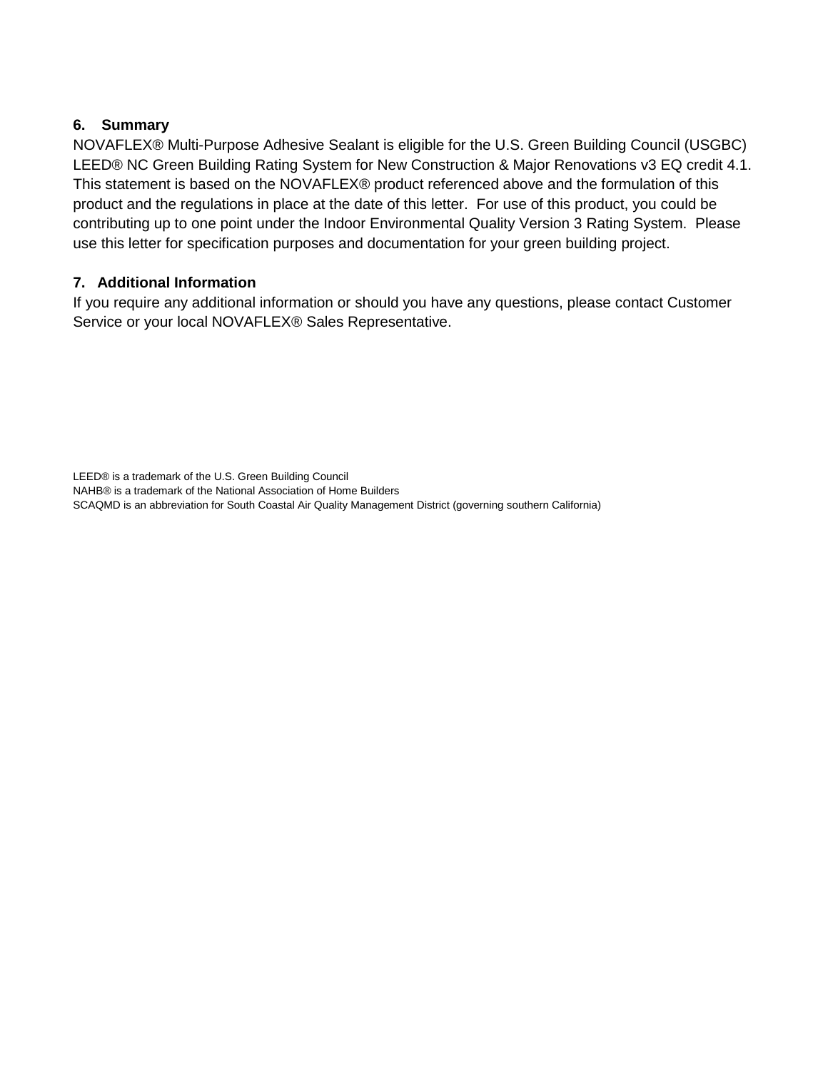### 6. Summary

NOVAFLEX® Multi-Purpose Adhesive Sealant is eligible for the U.S. Green Building Council (USGBC) LEED® NC Green Building Rating System for New Construction & Major Renovations v3 EQ credit 4.1. This statement is based on the NOVAFLEX® product referenced above and the formulation of this product and the regulations in place at the date of this letter. For use of this product, you could be contributing up to one point under the Indoor Environmental Quality Version 3 Rating System. Please use this letter for specification purposes and documentation for your green building project.

### 7. Additional Information

If you require any additional information or should you have any questions, please contact Customer Service or your local NOVAFLEX® Sales Representative.

LEED® is a trademark of the U.S. Green Building Council
NAHB® is a trademark of the National Association of Home Builders
SCAQMD is an abbreviation for South Coastal Air Quality Management District (governing southern California)